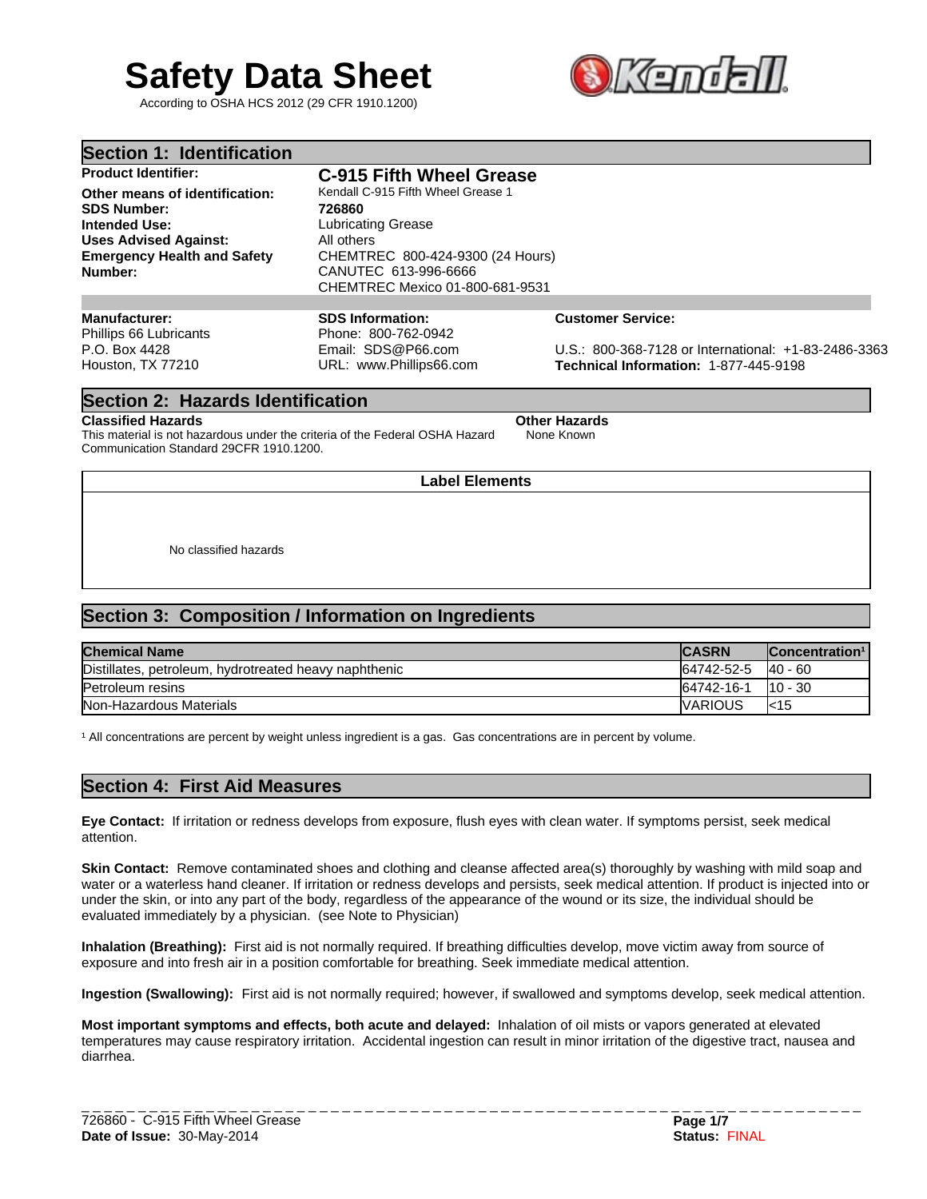# Safety Data Sheet

According to OSHA HCS 2012 (29 CFR 1910.1200)

## Section 1: Identification

**Product Identifier:** **C-915 Fifth Wheel Grease**

**Other means of identification:** Kendall C-915 Fifth Wheel Grease 1

**SDS Number:** **726860**

**Intended Use:** Lubricating Grease

**Uses Advised Against:** All others

**Emergency Health and Safety Number:** CHEMTREC 800-424-9300 (24 Hours)
CANUTEC 613-996-6666
CHEMTREC Mexico 01-800-681-9531

**Manufacturer:**
Phillips 66 Lubricants
P.O. Box 4428
Houston, TX 77210

**SDS Information:**
Phone: 800-762-0942
Email: SDS@P66.com
URL: www.Phillips66.com

**Customer Service:**
U.S.: 800-368-7128 or International: +1-83-2486-3363
**Technical Information:** 1-877-445-9198

## Section 2: Hazards Identification

**Classified Hazards**
This material is not hazardous under the criteria of the Federal OSHA Hazard Communication Standard 29CFR 1910.1200.

**Other Hazards**
None Known

**Label Elements**

No classified hazards

## Section 3: Composition / Information on Ingredients

| Chemical Name | CASRN | Concentration[1] |
|---|---|---|
| Distillates, petroleum, hydrotreated heavy naphthenic | 64742-52-5 | 40 - 60 |
| Petroleum resins | 64742-16-1 | 10 - 30 |
| Non-Hazardous Materials | VARIOUS | <15 |

[1] All concentrations are percent by weight unless ingredient is a gas. Gas concentrations are in percent by volume.

## Section 4: First Aid Measures

**Eye Contact:** If irritation or redness develops from exposure, flush eyes with clean water. If symptoms persist, seek medical attention.

**Skin Contact:** Remove contaminated shoes and clothing and cleanse affected area(s) thoroughly by washing with mild soap and water or a waterless hand cleaner. If irritation or redness develops and persists, seek medical attention. If product is injected into or under the skin, or into any part of the body, regardless of the appearance of the wound or its size, the individual should be evaluated immediately by a physician. (see Note to Physician)

**Inhalation (Breathing):** First aid is not normally required. If breathing difficulties develop, move victim away from source of exposure and into fresh air in a position comfortable for breathing. Seek immediate medical attention.

**Ingestion (Swallowing):** First aid is not normally required; however, if swallowed and symptoms develop, seek medical attention.

**Most important symptoms and effects, both acute and delayed:** Inhalation of oil mists or vapors generated at elevated temperatures may cause respiratory irritation. Accidental ingestion can result in minor irritation of the digestive tract, nausea and diarrhea.

726860 - C-915 Fifth Wheel Grease
**Date of Issue:** 30-May-2014
**Status:** FINAL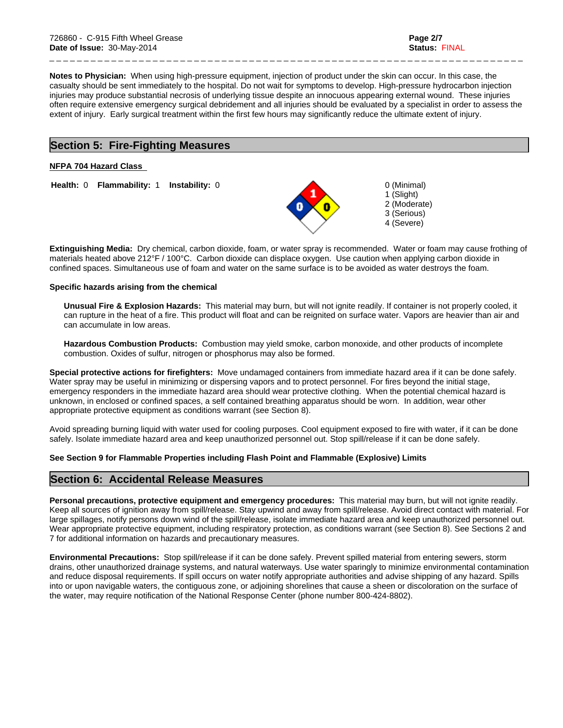**Notes to Physician:** When using high-pressure equipment, injection of product under the skin can occur. In this case, the casualty should be sent immediately to the hospital. Do not wait for symptoms to develop. High-pressure hydrocarbon injection injuries may produce substantial necrosis of underlying tissue despite an innocuous appearing external wound. These injuries often require extensive emergency surgical debridement and all injuries should be evaluated by a specialist in order to assess the extent of injury. Early surgical treatment within the first few hours may significantly reduce the ultimate extent of injury.

## Section 5: Fire-Fighting Measures

**NFPA 704 Hazard Class**

**Health:** 0 **Flammability:** 1 **Instability:** 0

0 (Minimal)
1 (Slight)
2 (Moderate)
3 (Serious)
4 (Severe)

**Extinguishing Media:** Dry chemical, carbon dioxide, foam, or water spray is recommended. Water or foam may cause frothing of materials heated above 212°F / 100°C. Carbon dioxide can displace oxygen. Use caution when applying carbon dioxide in confined spaces. Simultaneous use of foam and water on the same surface is to be avoided as water destroys the foam.

**Specific hazards arising from the chemical**

**Unusual Fire & Explosion Hazards:** This material may burn, but will not ignite readily. If container is not properly cooled, it can rupture in the heat of a fire. This product will float and can be reignited on surface water. Vapors are heavier than air and can accumulate in low areas.

**Hazardous Combustion Products:** Combustion may yield smoke, carbon monoxide, and other products of incomplete combustion. Oxides of sulfur, nitrogen or phosphorus may also be formed.

**Special protective actions for firefighters:** Move undamaged containers from immediate hazard area if it can be done safely. Water spray may be useful in minimizing or dispersing vapors and to protect personnel. For fires beyond the initial stage, emergency responders in the immediate hazard area should wear protective clothing. When the potential chemical hazard is unknown, in enclosed or confined spaces, a self contained breathing apparatus should be worn. In addition, wear other appropriate protective equipment as conditions warrant (see Section 8).

Avoid spreading burning liquid with water used for cooling purposes. Cool equipment exposed to fire with water, if it can be done safely. Isolate immediate hazard area and keep unauthorized personnel out. Stop spill/release if it can be done safely.

**See Section 9 for Flammable Properties including Flash Point and Flammable (Explosive) Limits**

## Section 6: Accidental Release Measures

**Personal precautions, protective equipment and emergency procedures:** This material may burn, but will not ignite readily. Keep all sources of ignition away from spill/release. Stay upwind and away from spill/release. Avoid direct contact with material. For large spillages, notify persons down wind of the spill/release, isolate immediate hazard area and keep unauthorized personnel out. Wear appropriate protective equipment, including respiratory protection, as conditions warrant (see Section 8). See Sections 2 and 7 for additional information on hazards and precautionary measures.

**Environmental Precautions:** Stop spill/release if it can be done safely. Prevent spilled material from entering sewers, storm drains, other unauthorized drainage systems, and natural waterways. Use water sparingly to minimize environmental contamination and reduce disposal requirements. If spill occurs on water notify appropriate authorities and advise shipping of any hazard. Spills into or upon navigable waters, the contiguous zone, or adjoining shorelines that cause a sheen or discoloration on the surface of the water, may require notification of the National Response Center (phone number 800-424-8802).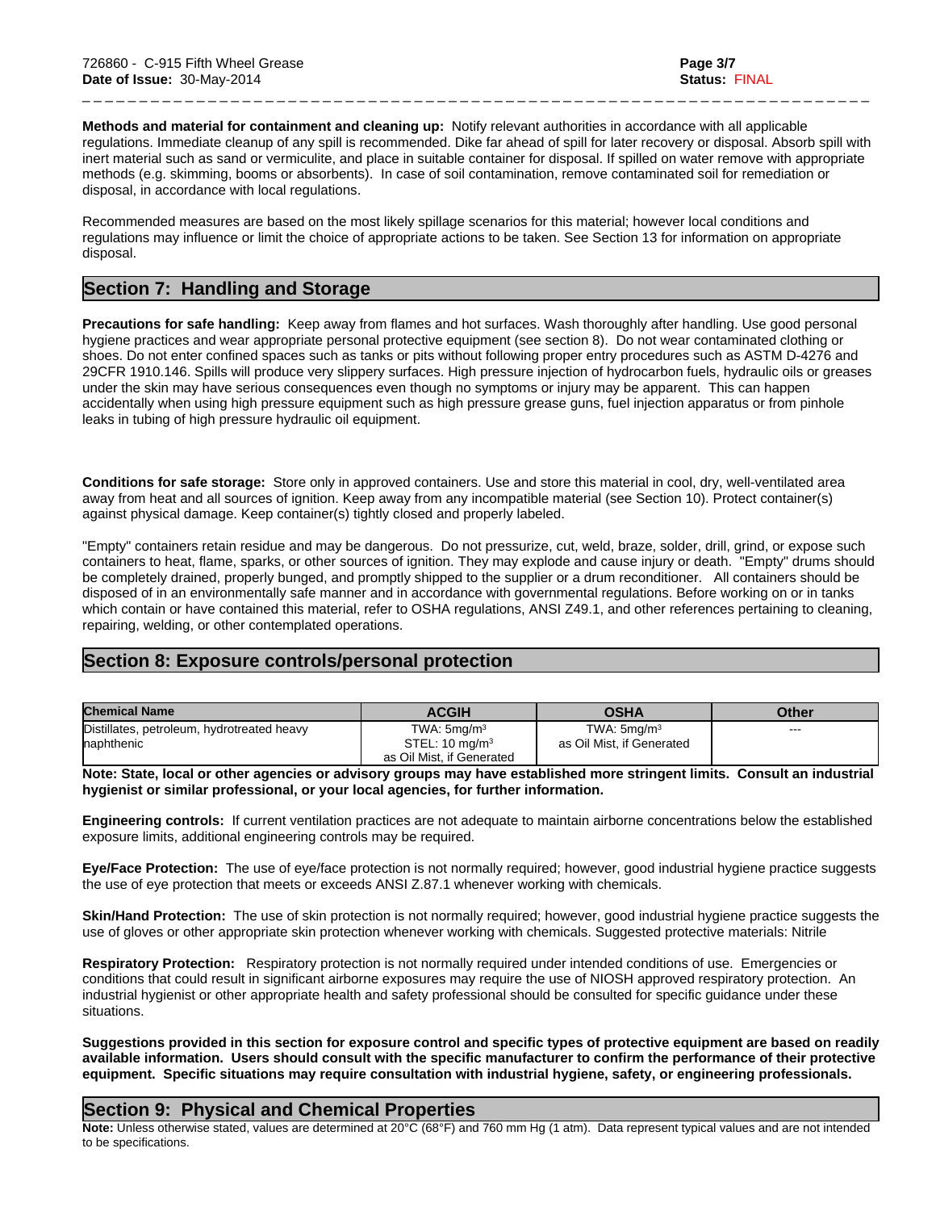**Methods and material for containment and cleaning up:** Notify relevant authorities in accordance with all applicable regulations. Immediate cleanup of any spill is recommended. Dike far ahead of spill for later recovery or disposal. Absorb spill with inert material such as sand or vermiculite, and place in suitable container for disposal. If spilled on water remove with appropriate methods (e.g. skimming, booms or absorbents). In case of soil contamination, remove contaminated soil for remediation or disposal, in accordance with local regulations.

Recommended measures are based on the most likely spillage scenarios for this material; however local conditions and regulations may influence or limit the choice of appropriate actions to be taken. See Section 13 for information on appropriate disposal.

## Section 7: Handling and Storage

**Precautions for safe handling:** Keep away from flames and hot surfaces. Wash thoroughly after handling. Use good personal hygiene practices and wear appropriate personal protective equipment (see section 8). Do not wear contaminated clothing or shoes. Do not enter confined spaces such as tanks or pits without following proper entry procedures such as ASTM D-4276 and 29CFR 1910.146. Spills will produce very slippery surfaces. High pressure injection of hydrocarbon fuels, hydraulic oils or greases under the skin may have serious consequences even though no symptoms or injury may be apparent. This can happen accidentally when using high pressure equipment such as high pressure grease guns, fuel injection apparatus or from pinhole leaks in tubing of high pressure hydraulic oil equipment.

**Conditions for safe storage:** Store only in approved containers. Use and store this material in cool, dry, well-ventilated area away from heat and all sources of ignition. Keep away from any incompatible material (see Section 10). Protect container(s) against physical damage. Keep container(s) tightly closed and properly labeled.

"Empty" containers retain residue and may be dangerous. Do not pressurize, cut, weld, braze, solder, drill, grind, or expose such containers to heat, flame, sparks, or other sources of ignition. They may explode and cause injury or death. "Empty" drums should be completely drained, properly bunged, and promptly shipped to the supplier or a drum reconditioner. All containers should be disposed of in an environmentally safe manner and in accordance with governmental regulations. Before working on or in tanks which contain or have contained this material, refer to OSHA regulations, ANSI Z49.1, and other references pertaining to cleaning, repairing, welding, or other contemplated operations.

## Section 8: Exposure controls/personal protection

| Chemical Name | ACGIH | OSHA | Other |
|---|---|---|---|
| Distillates, petroleum, hydrotreated heavy naphthenic | TWA: 5mg/m³<br>STEL: 10 mg/m³<br>as Oil Mist, if Generated | TWA: 5mg/m³<br>as Oil Mist, if Generated | --- |

**Note: State, local or other agencies or advisory groups may have established more stringent limits. Consult an industrial hygienist or similar professional, or your local agencies, for further information.**

**Engineering controls:** If current ventilation practices are not adequate to maintain airborne concentrations below the established exposure limits, additional engineering controls may be required.

**Eye/Face Protection:** The use of eye/face protection is not normally required; however, good industrial hygiene practice suggests the use of eye protection that meets or exceeds ANSI Z.87.1 whenever working with chemicals.

**Skin/Hand Protection:** The use of skin protection is not normally required; however, good industrial hygiene practice suggests the use of gloves or other appropriate skin protection whenever working with chemicals. Suggested protective materials: Nitrile

**Respiratory Protection:** Respiratory protection is not normally required under intended conditions of use. Emergencies or conditions that could result in significant airborne exposures may require the use of NIOSH approved respiratory protection. An industrial hygienist or other appropriate health and safety professional should be consulted for specific guidance under these situations.

**Suggestions provided in this section for exposure control and specific types of protective equipment are based on readily available information. Users should consult with the specific manufacturer to confirm the performance of their protective equipment. Specific situations may require consultation with industrial hygiene, safety, or engineering professionals.**

## Section 9: Physical and Chemical Properties

**Note:** Unless otherwise stated, values are determined at 20°C (68°F) and 760 mm Hg (1 atm). Data represent typical values and are not intended to be specifications.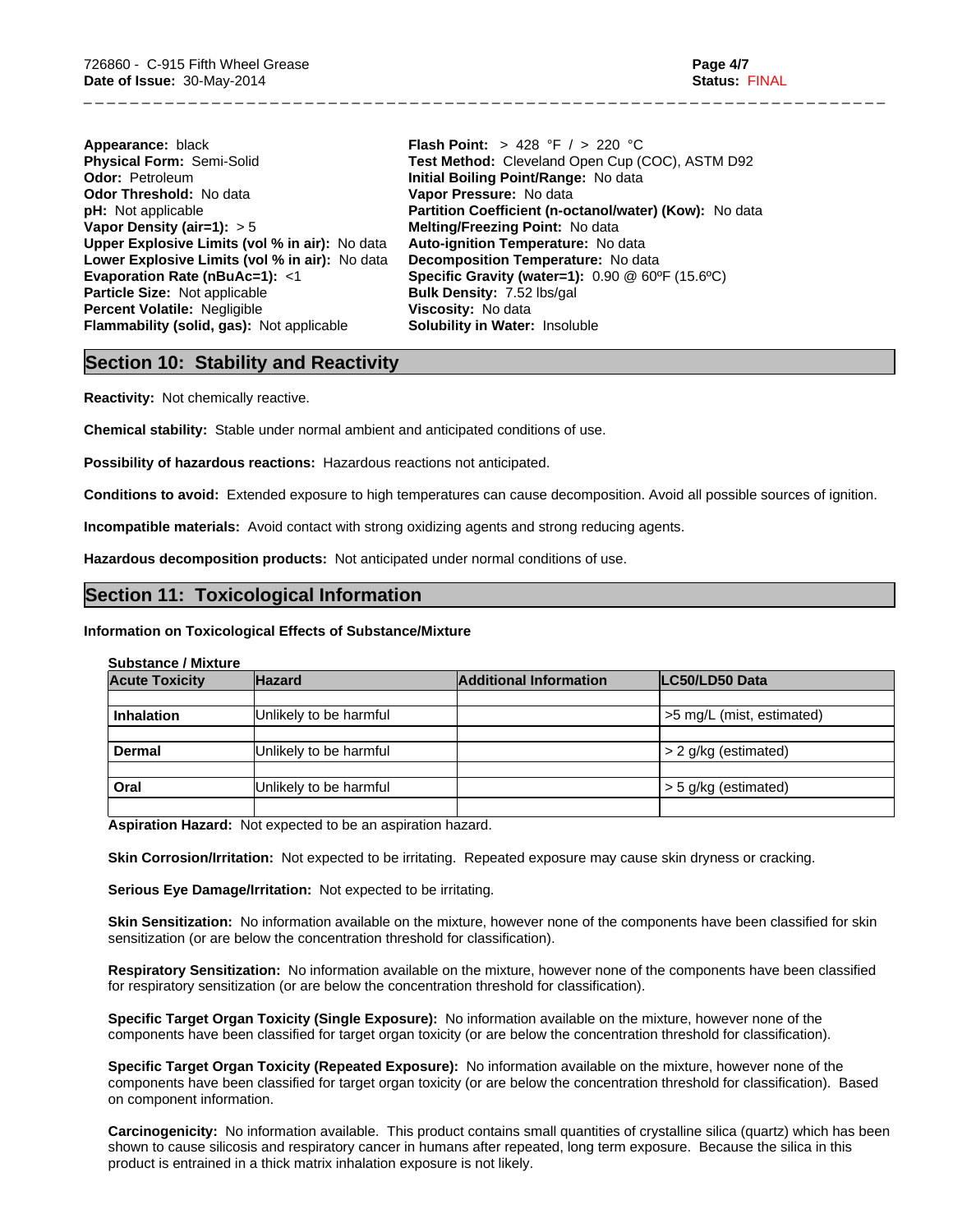**Appearance:** black
**Physical Form:** Semi-Solid
**Odor:** Petroleum
**Odor Threshold:** No data
**pH:** Not applicable
**Vapor Density (air=1):** > 5
**Upper Explosive Limits (vol % in air):** No data
**Lower Explosive Limits (vol % in air):** No data
**Evaporation Rate (nBuAc=1):** <1
**Particle Size:** Not applicable
**Percent Volatile:** Negligible
**Flammability (solid, gas):** Not applicable

**Flash Point:** > 428 °F / > 220 °C
**Test Method:** Cleveland Open Cup (COC), ASTM D92
**Initial Boiling Point/Range:** No data
**Vapor Pressure:** No data
**Partition Coefficient (n-octanol/water) (Kow):** No data
**Melting/Freezing Point:** No data
**Auto-ignition Temperature:** No data
**Decomposition Temperature:** No data
**Specific Gravity (water=1):** 0.90 @ 60ºF (15.6ºC)
**Bulk Density:** 7.52 lbs/gal
**Viscosity:** No data
**Solubility in Water:** Insoluble

## Section 10: Stability and Reactivity

**Reactivity:** Not chemically reactive.

**Chemical stability:** Stable under normal ambient and anticipated conditions of use.

**Possibility of hazardous reactions:** Hazardous reactions not anticipated.

**Conditions to avoid:** Extended exposure to high temperatures can cause decomposition. Avoid all possible sources of ignition.

**Incompatible materials:** Avoid contact with strong oxidizing agents and strong reducing agents.

**Hazardous decomposition products:** Not anticipated under normal conditions of use.

## Section 11: Toxicological Information

**Information on Toxicological Effects of Substance/Mixture**

**Substance / Mixture**

| Acute Toxicity | Hazard | Additional Information | LC50/LD50 Data |
|---|---|---|---|
| **Inhalation** | Unlikely to be harmful | | >5 mg/L (mist, estimated) |
| **Dermal** | Unlikely to be harmful | | > 2 g/kg (estimated) |
| **Oral** | Unlikely to be harmful | | > 5 g/kg (estimated) |

**Aspiration Hazard:** Not expected to be an aspiration hazard.

**Skin Corrosion/Irritation:** Not expected to be irritating. Repeated exposure may cause skin dryness or cracking.

**Serious Eye Damage/Irritation:** Not expected to be irritating.

**Skin Sensitization:** No information available on the mixture, however none of the components have been classified for skin sensitization (or are below the concentration threshold for classification).

**Respiratory Sensitization:** No information available on the mixture, however none of the components have been classified for respiratory sensitization (or are below the concentration threshold for classification).

**Specific Target Organ Toxicity (Single Exposure):** No information available on the mixture, however none of the components have been classified for target organ toxicity (or are below the concentration threshold for classification).

**Specific Target Organ Toxicity (Repeated Exposure):** No information available on the mixture, however none of the components have been classified for target organ toxicity (or are below the concentration threshold for classification). Based on component information.

**Carcinogenicity:** No information available. This product contains small quantities of crystalline silica (quartz) which has been shown to cause silicosis and respiratory cancer in humans after repeated, long term exposure. Because the silica in this product is entrained in a thick matrix inhalation exposure is not likely.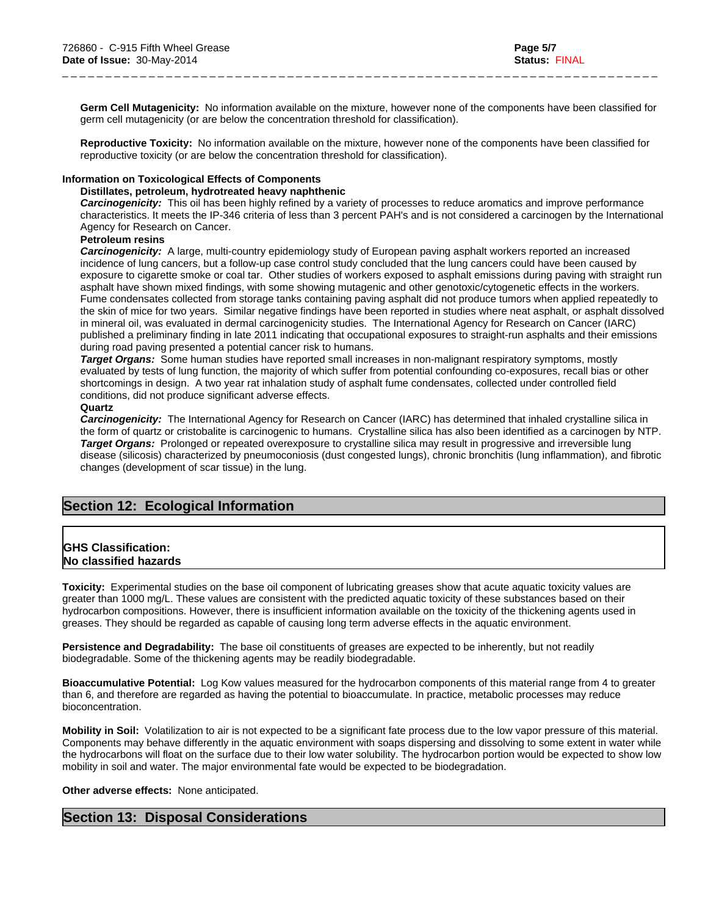**Germ Cell Mutagenicity:** No information available on the mixture, however none of the components have been classified for germ cell mutagenicity (or are below the concentration threshold for classification).

**Reproductive Toxicity:** No information available on the mixture, however none of the components have been classified for reproductive toxicity (or are below the concentration threshold for classification).

**Information on Toxicological Effects of Components**

**Distillates, petroleum, hydrotreated heavy naphthenic**

***Carcinogenicity:*** This oil has been highly refined by a variety of processes to reduce aromatics and improve performance characteristics. It meets the IP-346 criteria of less than 3 percent PAH's and is not considered a carcinogen by the International Agency for Research on Cancer.

**Petroleum resins**

***Carcinogenicity:*** A large, multi-country epidemiology study of European paving asphalt workers reported an increased incidence of lung cancers, but a follow-up case control study concluded that the lung cancers could have been caused by exposure to cigarette smoke or coal tar. Other studies of workers exposed to asphalt emissions during paving with straight run asphalt have shown mixed findings, with some showing mutagenic and other genotoxic/cytogenetic effects in the workers. Fume condensates collected from storage tanks containing paving asphalt did not produce tumors when applied repeatedly to the skin of mice for two years. Similar negative findings have been reported in studies where neat asphalt, or asphalt dissolved in mineral oil, was evaluated in dermal carcinogenicity studies. The International Agency for Research on Cancer (IARC) published a preliminary finding in late 2011 indicating that occupational exposures to straight-run asphalts and their emissions during road paving presented a potential cancer risk to humans.

***Target Organs:*** Some human studies have reported small increases in non-malignant respiratory symptoms, mostly evaluated by tests of lung function, the majority of which suffer from potential confounding co-exposures, recall bias or other shortcomings in design. A two year rat inhalation study of asphalt fume condensates, collected under controlled field conditions, did not produce significant adverse effects.

**Quartz**

***Carcinogenicity:*** The International Agency for Research on Cancer (IARC) has determined that inhaled crystalline silica in the form of quartz or cristobalite is carcinogenic to humans. Crystalline silica has also been identified as a carcinogen by NTP.

***Target Organs:*** Prolonged or repeated overexposure to crystalline silica may result in progressive and irreversible lung disease (silicosis) characterized by pneumoconiosis (dust congested lungs), chronic bronchitis (lung inflammation), and fibrotic changes (development of scar tissue) in the lung.

## Section 12: Ecological Information

**GHS Classification:**
**No classified hazards**

**Toxicity:** Experimental studies on the base oil component of lubricating greases show that acute aquatic toxicity values are greater than 1000 mg/L. These values are consistent with the predicted aquatic toxicity of these substances based on their hydrocarbon compositions. However, there is insufficient information available on the toxicity of the thickening agents used in greases. They should be regarded as capable of causing long term adverse effects in the aquatic environment.

**Persistence and Degradability:** The base oil constituents of greases are expected to be inherently, but not readily biodegradable. Some of the thickening agents may be readily biodegradable.

**Bioaccumulative Potential:** Log Kow values measured for the hydrocarbon components of this material range from 4 to greater than 6, and therefore are regarded as having the potential to bioaccumulate. In practice, metabolic processes may reduce bioconcentration.

**Mobility in Soil:** Volatilization to air is not expected to be a significant fate process due to the low vapor pressure of this material. Components may behave differently in the aquatic environment with soaps dispersing and dissolving to some extent in water while the hydrocarbons will float on the surface due to their low water solubility. The hydrocarbon portion would be expected to show low mobility in soil and water. The major environmental fate would be expected to be biodegradation.

**Other adverse effects:** None anticipated.

## Section 13: Disposal Considerations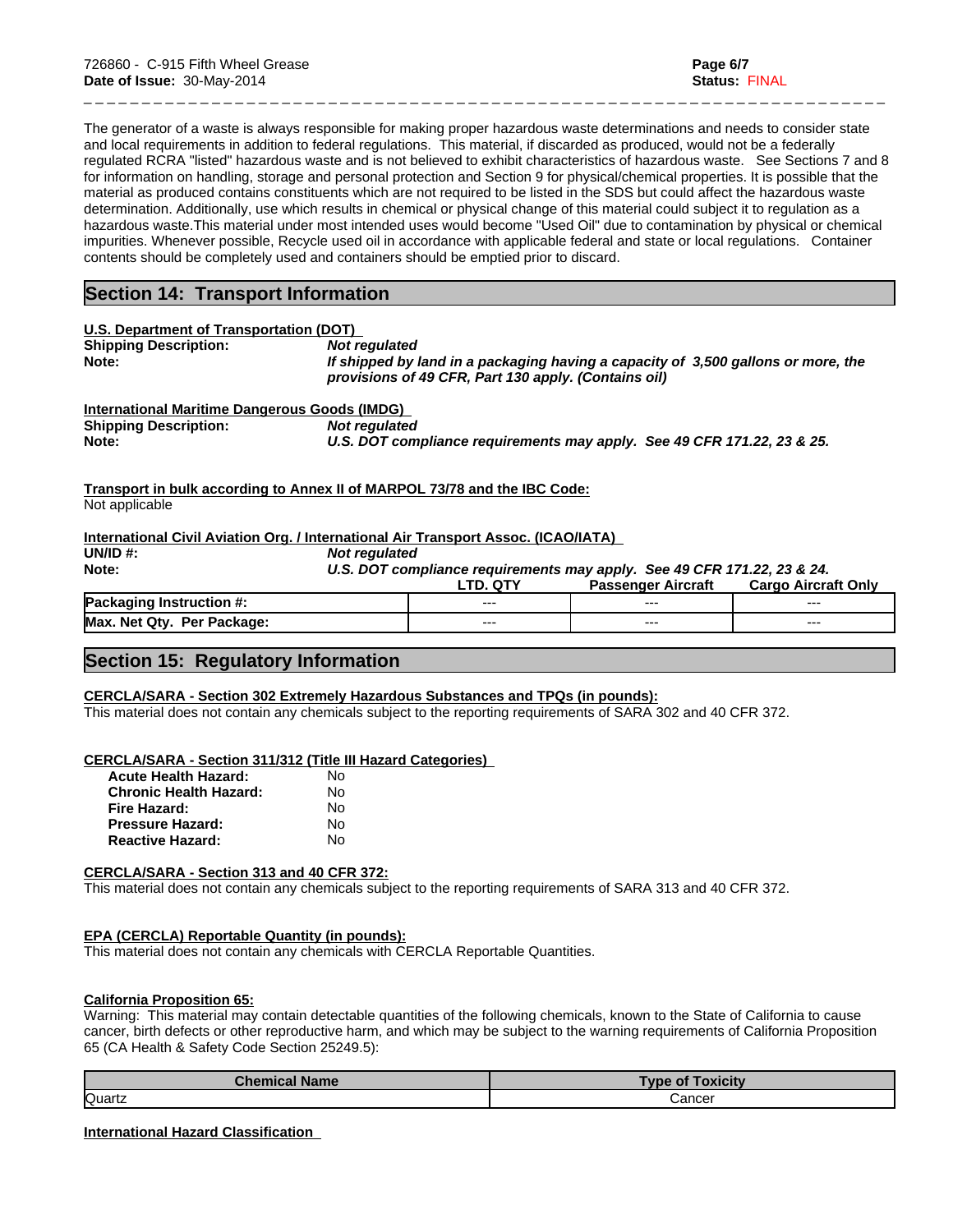The generator of a waste is always responsible for making proper hazardous waste determinations and needs to consider state and local requirements in addition to federal regulations. This material, if discarded as produced, would not be a federally regulated RCRA "listed" hazardous waste and is not believed to exhibit characteristics of hazardous waste. See Sections 7 and 8 for information on handling, storage and personal protection and Section 9 for physical/chemical properties. It is possible that the material as produced contains constituents which are not required to be listed in the SDS but could affect the hazardous waste determination. Additionally, use which results in chemical or physical change of this material could subject it to regulation as a hazardous waste.This material under most intended uses would become "Used Oil" due to contamination by physical or chemical impurities. Whenever possible, Recycle used oil in accordance with applicable federal and state or local regulations. Container contents should be completely used and containers should be emptied prior to discard.

## Section 14: Transport Information

**U.S. Department of Transportation (DOT)**

**Shipping Description:** *Not regulated*

**Note:** *If shipped by land in a packaging having a capacity of 3,500 gallons or more, the provisions of 49 CFR, Part 130 apply. (Contains oil)*

**International Maritime Dangerous Goods (IMDG)**

**Shipping Description:** *Not regulated*

**Note:** *U.S. DOT compliance requirements may apply. See 49 CFR 171.22, 23 & 25.*

**Transport in bulk according to Annex II of MARPOL 73/78 and the IBC Code:**

Not applicable

**International Civil Aviation Org. / International Air Transport Assoc. (ICAO/IATA)**

**UN/ID #:** *Not regulated*

**Note:** *U.S. DOT compliance requirements may apply. See 49 CFR 171.22, 23 & 24.*

| | LTD. QTY | Passenger Aircraft | Cargo Aircraft Only |
|---|---|---|---|
| **Packaging Instruction #:** | --- | --- | --- |
| **Max. Net Qty. Per Package:** | --- | --- | --- |

## Section 15: Regulatory Information

**CERCLA/SARA - Section 302 Extremely Hazardous Substances and TPQs (in pounds):**

This material does not contain any chemicals subject to the reporting requirements of SARA 302 and 40 CFR 372.

**CERCLA/SARA - Section 311/312 (Title III Hazard Categories)**

| | |
|---|---|
| **Acute Health Hazard:** | No |
| **Chronic Health Hazard:** | No |
| **Fire Hazard:** | No |
| **Pressure Hazard:** | No |
| **Reactive Hazard:** | No |

**CERCLA/SARA - Section 313 and 40 CFR 372:**

This material does not contain any chemicals subject to the reporting requirements of SARA 313 and 40 CFR 372.

**EPA (CERCLA) Reportable Quantity (in pounds):**

This material does not contain any chemicals with CERCLA Reportable Quantities.

**California Proposition 65:**

Warning: This material may contain detectable quantities of the following chemicals, known to the State of California to cause cancer, birth defects or other reproductive harm, and which may be subject to the warning requirements of California Proposition 65 (CA Health & Safety Code Section 25249.5):

| Chemical Name | Type of Toxicity |
|---|---|
| Quartz | Cancer |

**International Hazard Classification**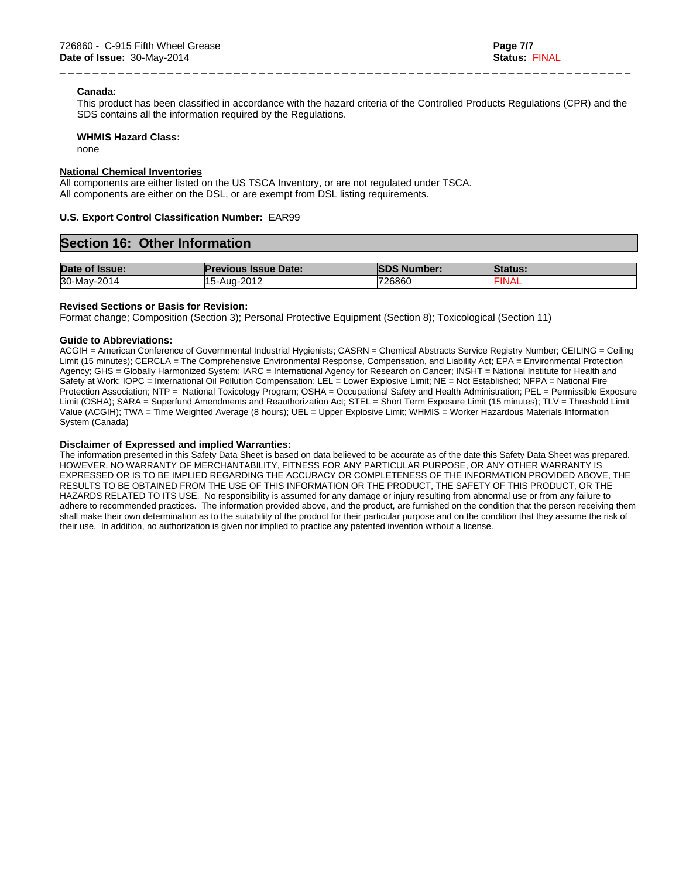**Canada:**

This product has been classified in accordance with the hazard criteria of the Controlled Products Regulations (CPR) and the SDS contains all the information required by the Regulations.

**WHMIS Hazard Class:**

none

**National Chemical Inventories**

All components are either listed on the US TSCA Inventory, or are not regulated under TSCA.
All components are either on the DSL, or are exempt from DSL listing requirements.

**U.S. Export Control Classification Number:** EAR99

## Section 16: Other Information

| Date of Issue: | Previous Issue Date: | SDS Number: | Status: |
|---|---|---|---|
| 30-May-2014 | 15-Aug-2012 | 726860 | FINAL |

**Revised Sections or Basis for Revision:**

Format change; Composition (Section 3); Personal Protective Equipment (Section 8); Toxicological (Section 11)

**Guide to Abbreviations:**

ACGIH = American Conference of Governmental Industrial Hygienists; CASRN = Chemical Abstracts Service Registry Number; CEILING = Ceiling Limit (15 minutes); CERCLA = The Comprehensive Environmental Response, Compensation, and Liability Act; EPA = Environmental Protection Agency; GHS = Globally Harmonized System; IARC = International Agency for Research on Cancer; INSHT = National Institute for Health and Safety at Work; IOPC = International Oil Pollution Compensation; LEL = Lower Explosive Limit; NE = Not Established; NFPA = National Fire Protection Association; NTP = National Toxicology Program; OSHA = Occupational Safety and Health Administration; PEL = Permissible Exposure Limit (OSHA); SARA = Superfund Amendments and Reauthorization Act; STEL = Short Term Exposure Limit (15 minutes); TLV = Threshold Limit Value (ACGIH); TWA = Time Weighted Average (8 hours); UEL = Upper Explosive Limit; WHMIS = Worker Hazardous Materials Information System (Canada)

**Disclaimer of Expressed and implied Warranties:**

The information presented in this Safety Data Sheet is based on data believed to be accurate as of the date this Safety Data Sheet was prepared. HOWEVER, NO WARRANTY OF MERCHANTABILITY, FITNESS FOR ANY PARTICULAR PURPOSE, OR ANY OTHER WARRANTY IS EXPRESSED OR IS TO BE IMPLIED REGARDING THE ACCURACY OR COMPLETENESS OF THE INFORMATION PROVIDED ABOVE, THE RESULTS TO BE OBTAINED FROM THE USE OF THIS INFORMATION OR THE PRODUCT, THE SAFETY OF THIS PRODUCT, OR THE HAZARDS RELATED TO ITS USE. No responsibility is assumed for any damage or injury resulting from abnormal use or from any failure to adhere to recommended practices. The information provided above, and the product, are furnished on the condition that the person receiving them shall make their own determination as to the suitability of the product for their particular purpose and on the condition that they assume the risk of their use. In addition, no authorization is given nor implied to practice any patented invention without a license.